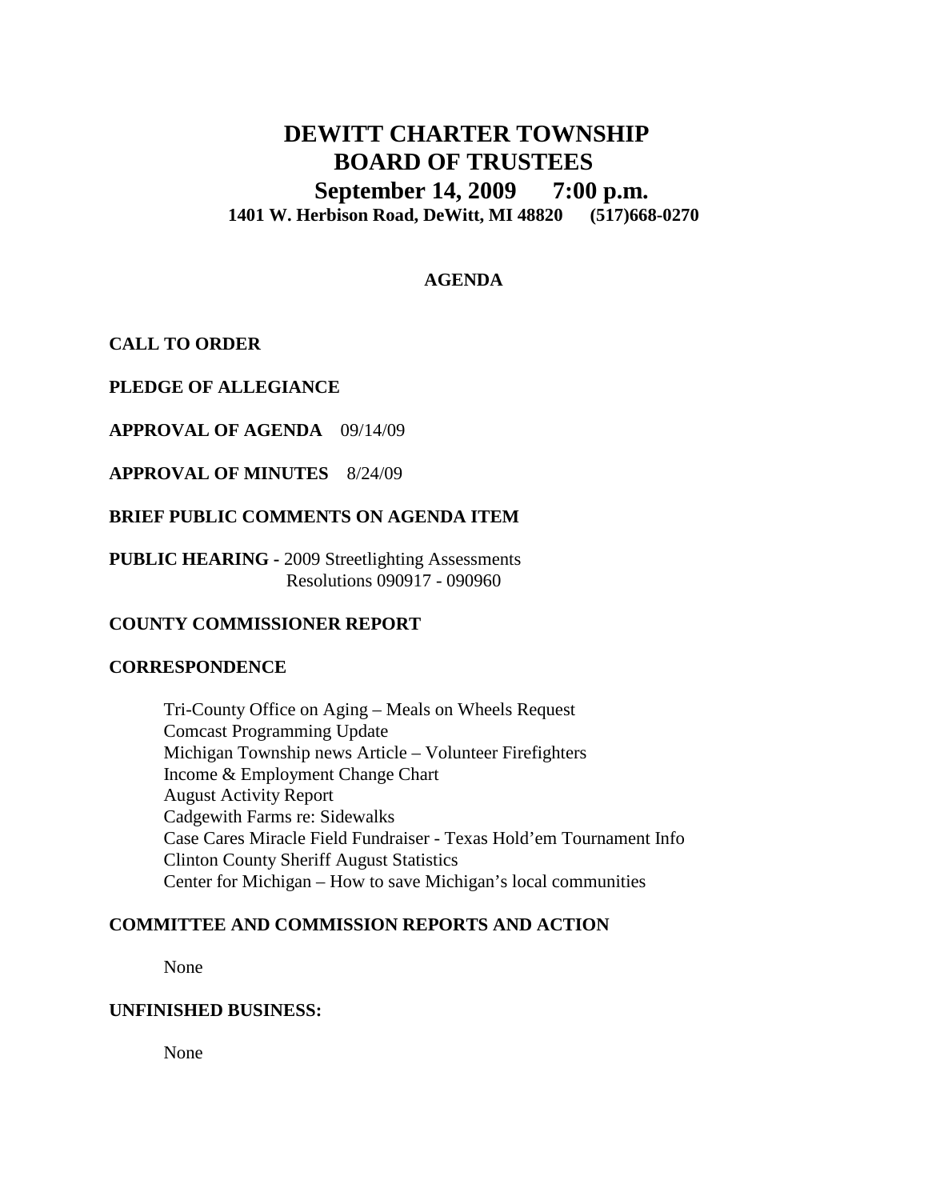# DEWITT CHARTER TOWNSHIP
# BOARD OF TRUSTEES
## September 14, 2009 7:00 p.m.
**1401 W. Herbison Road, DeWitt, MI 48820 (517)668-0270**

**AGENDA**

**CALL TO ORDER**

**PLEDGE OF ALLEGIANCE**

**APPROVAL OF AGENDA** 09/14/09

**APPROVAL OF MINUTES** 8/24/09

**BRIEF PUBLIC COMMENTS ON AGENDA ITEM**

**PUBLIC HEARING -** 2009 Streetlighting Assessments
Resolutions 090917 - 090960

**COUNTY COMMISSIONER REPORT**

**CORRESPONDENCE**

- Tri-County Office on Aging – Meals on Wheels Request
- Comcast Programming Update
- Michigan Township news Article – Volunteer Firefighters
- Income & Employment Change Chart
- August Activity Report
- Cadgewith Farms re: Sidewalks
- Case Cares Miracle Field Fundraiser - Texas Hold'em Tournament Info
- Clinton County Sheriff August Statistics
- Center for Michigan – How to save Michigan's local communities

**COMMITTEE AND COMMISSION REPORTS AND ACTION**

None

**UNFINISHED BUSINESS:**

None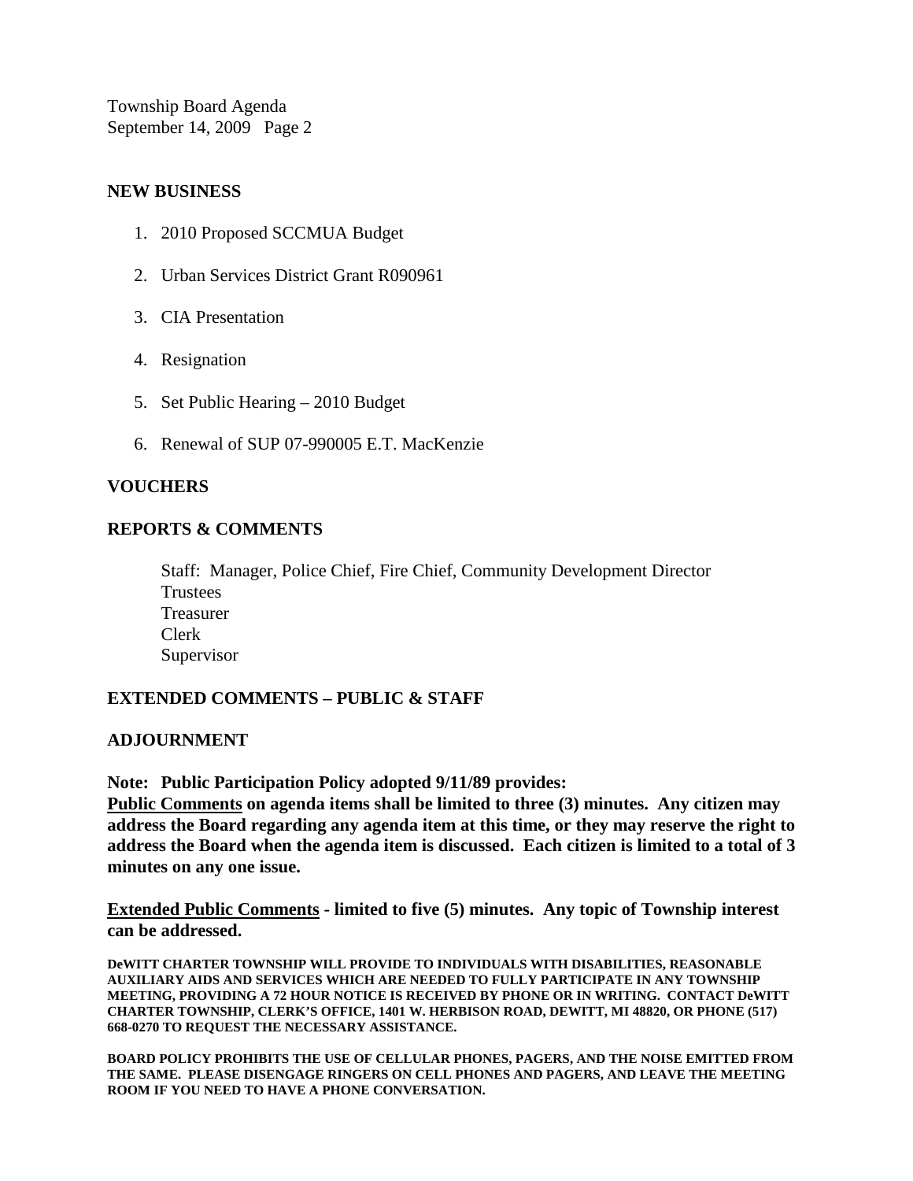## NEW BUSINESS

1. 2010 Proposed SCCMUA Budget
2. Urban Services District Grant R090961
3. CIA Presentation
4. Resignation
5. Set Public Hearing – 2010 Budget
6. Renewal of SUP 07-990005 E.T. MacKenzie

## VOUCHERS

## REPORTS & COMMENTS

Staff: Manager, Police Chief, Fire Chief, Community Development Director
Trustees
Treasurer
Clerk
Supervisor

## EXTENDED COMMENTS – PUBLIC & STAFF

## ADJOURNMENT

**Note: Public Participation Policy adopted 9/11/89 provides:**
**<u>Public Comments</u> on agenda items shall be limited to three (3) minutes. Any citizen may address the Board regarding any agenda item at this time, or they may reserve the right to address the Board when the agenda item is discussed. Each citizen is limited to a total of 3 minutes on any one issue.**

**<u>Extended Public Comments</u> - limited to five (5) minutes. Any topic of Township interest can be addressed.**

**DeWITT CHARTER TOWNSHIP WILL PROVIDE TO INDIVIDUALS WITH DISABILITIES, REASONABLE AUXILIARY AIDS AND SERVICES WHICH ARE NEEDED TO FULLY PARTICIPATE IN ANY TOWNSHIP MEETING, PROVIDING A 72 HOUR NOTICE IS RECEIVED BY PHONE OR IN WRITING. CONTACT DeWITT CHARTER TOWNSHIP, CLERK'S OFFICE, 1401 W. HERBISON ROAD, DEWITT, MI 48820, OR PHONE (517) 668-0270 TO REQUEST THE NECESSARY ASSISTANCE.**

**BOARD POLICY PROHIBITS THE USE OF CELLULAR PHONES, PAGERS, AND THE NOISE EMITTED FROM THE SAME. PLEASE DISENGAGE RINGERS ON CELL PHONES AND PAGERS, AND LEAVE THE MEETING ROOM IF YOU NEED TO HAVE A PHONE CONVERSATION.**